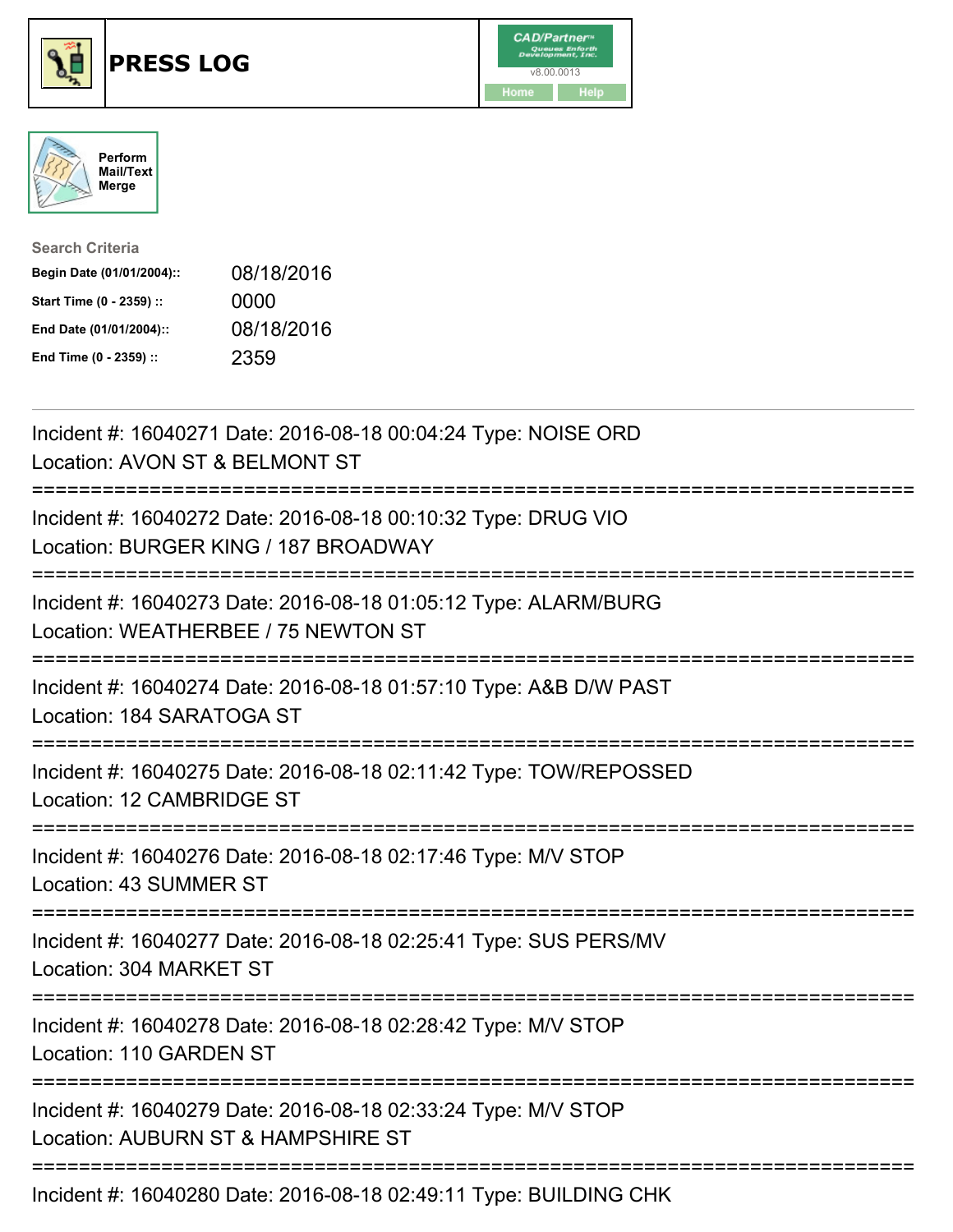# PRESS LOG

Perform Mail/Text Merge

**Search Criteria**

| | |
|---|---|
| **Begin Date (01/01/2004)::** | 08/18/2016 |
| **Start Time (0 - 2359) ::** | 0000 |
| **End Date (01/01/2004)::** | 08/18/2016 |
| **End Time (0 - 2359) ::** | 2359 |

---

Incident #: 16040271 Date: 2016-08-18 00:04:24 Type: NOISE ORD
Location: AVON ST & BELMONT ST

===========================================================================

Incident #: 16040272 Date: 2016-08-18 00:10:32 Type: DRUG VIO
Location: BURGER KING / 187 BROADWAY

===========================================================================

Incident #: 16040273 Date: 2016-08-18 01:05:12 Type: ALARM/BURG
Location: WEATHERBEE / 75 NEWTON ST

===========================================================================

Incident #: 16040274 Date: 2016-08-18 01:57:10 Type: A&B D/W PAST
Location: 184 SARATOGA ST

===========================================================================

Incident #: 16040275 Date: 2016-08-18 02:11:42 Type: TOW/REPOSSED
Location: 12 CAMBRIDGE ST

===========================================================================

Incident #: 16040276 Date: 2016-08-18 02:17:46 Type: M/V STOP
Location: 43 SUMMER ST

===========================================================================

Incident #: 16040277 Date: 2016-08-18 02:25:41 Type: SUS PERS/MV
Location: 304 MARKET ST

===========================================================================

Incident #: 16040278 Date: 2016-08-18 02:28:42 Type: M/V STOP
Location: 110 GARDEN ST

===========================================================================

Incident #: 16040279 Date: 2016-08-18 02:33:24 Type: M/V STOP
Location: AUBURN ST & HAMPSHIRE ST

===========================================================================

Incident #: 16040280 Date: 2016-08-18 02:49:11 Type: BUILDING CHK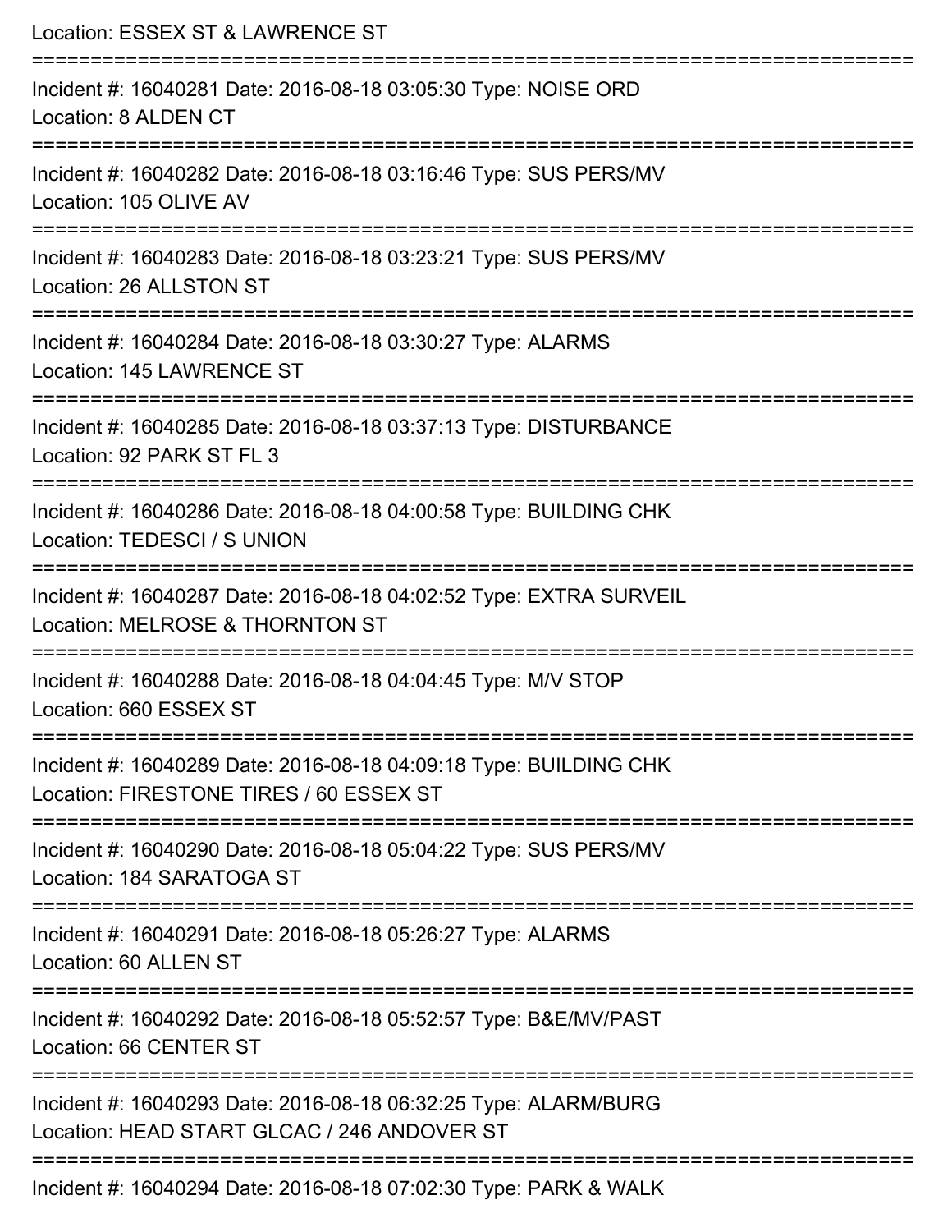Location: ESSEX ST & LAWRENCE ST

===========================================================================

Incident #: 16040281 Date: 2016-08-18 03:05:30 Type: NOISE ORD

Location: 8 ALDEN CT

===========================================================================

Incident #: 16040282 Date: 2016-08-18 03:16:46 Type: SUS PERS/MV

Location: 105 OLIVE AV

===========================================================================

Incident #: 16040283 Date: 2016-08-18 03:23:21 Type: SUS PERS/MV

Location: 26 ALLSTON ST

===========================================================================

Incident #: 16040284 Date: 2016-08-18 03:30:27 Type: ALARMS

Location: 145 LAWRENCE ST

===========================================================================

Incident #: 16040285 Date: 2016-08-18 03:37:13 Type: DISTURBANCE

Location: 92 PARK ST FL 3

===========================================================================

Incident #: 16040286 Date: 2016-08-18 04:00:58 Type: BUILDING CHK

Location: TEDESCI / S UNION

===========================================================================

Incident #: 16040287 Date: 2016-08-18 04:02:52 Type: EXTRA SURVEIL

Location: MELROSE & THORNTON ST

===========================================================================

Incident #: 16040288 Date: 2016-08-18 04:04:45 Type: M/V STOP

Location: 660 ESSEX ST

===========================================================================

Incident #: 16040289 Date: 2016-08-18 04:09:18 Type: BUILDING CHK

Location: FIRESTONE TIRES / 60 ESSEX ST

===========================================================================

Incident #: 16040290 Date: 2016-08-18 05:04:22 Type: SUS PERS/MV

Location: 184 SARATOGA ST

===========================================================================

Incident #: 16040291 Date: 2016-08-18 05:26:27 Type: ALARMS

Location: 60 ALLEN ST

===========================================================================

Incident #: 16040292 Date: 2016-08-18 05:52:57 Type: B&E/MV/PAST

Location: 66 CENTER ST

===========================================================================

Incident #: 16040293 Date: 2016-08-18 06:32:25 Type: ALARM/BURG

Location: HEAD START GLCAC / 246 ANDOVER ST

===========================================================================

Incident #: 16040294 Date: 2016-08-18 07:02:30 Type: PARK & WALK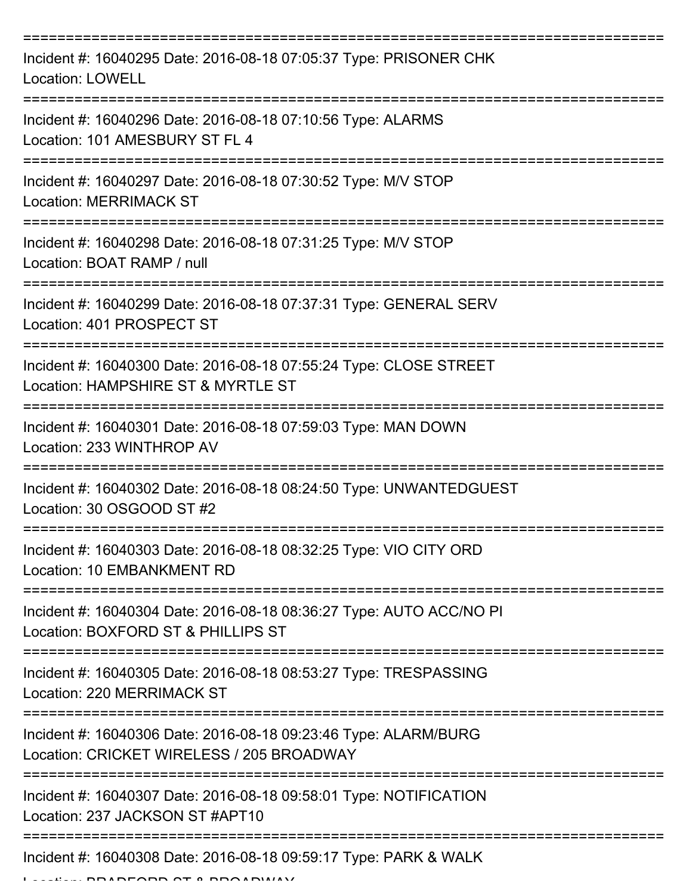Incident #: 16040295 Date: 2016-08-18 07:05:37 Type: PRISONER CHK
Location: LOWELL

Incident #: 16040296 Date: 2016-08-18 07:10:56 Type: ALARMS
Location: 101 AMESBURY ST FL 4

Incident #: 16040297 Date: 2016-08-18 07:30:52 Type: M/V STOP
Location: MERRIMACK ST

Incident #: 16040298 Date: 2016-08-18 07:31:25 Type: M/V STOP
Location: BOAT RAMP / null

Incident #: 16040299 Date: 2016-08-18 07:37:31 Type: GENERAL SERV
Location: 401 PROSPECT ST

Incident #: 16040300 Date: 2016-08-18 07:55:24 Type: CLOSE STREET
Location: HAMPSHIRE ST & MYRTLE ST

Incident #: 16040301 Date: 2016-08-18 07:59:03 Type: MAN DOWN
Location: 233 WINTHROP AV

Incident #: 16040302 Date: 2016-08-18 08:24:50 Type: UNWANTEDGUEST
Location: 30 OSGOOD ST #2

Incident #: 16040303 Date: 2016-08-18 08:32:25 Type: VIO CITY ORD
Location: 10 EMBANKMENT RD

Incident #: 16040304 Date: 2016-08-18 08:36:27 Type: AUTO ACC/NO PI
Location: BOXFORD ST & PHILLIPS ST

Incident #: 16040305 Date: 2016-08-18 08:53:27 Type: TRESPASSING
Location: 220 MERRIMACK ST

Incident #: 16040306 Date: 2016-08-18 09:23:46 Type: ALARM/BURG
Location: CRICKET WIRELESS / 205 BROADWAY

Incident #: 16040307 Date: 2016-08-18 09:58:01 Type: NOTIFICATION
Location: 237 JACKSON ST #APT10

Incident #: 16040308 Date: 2016-08-18 09:59:17 Type: PARK & WALK
Location: BRADFORD ST & BROADWAY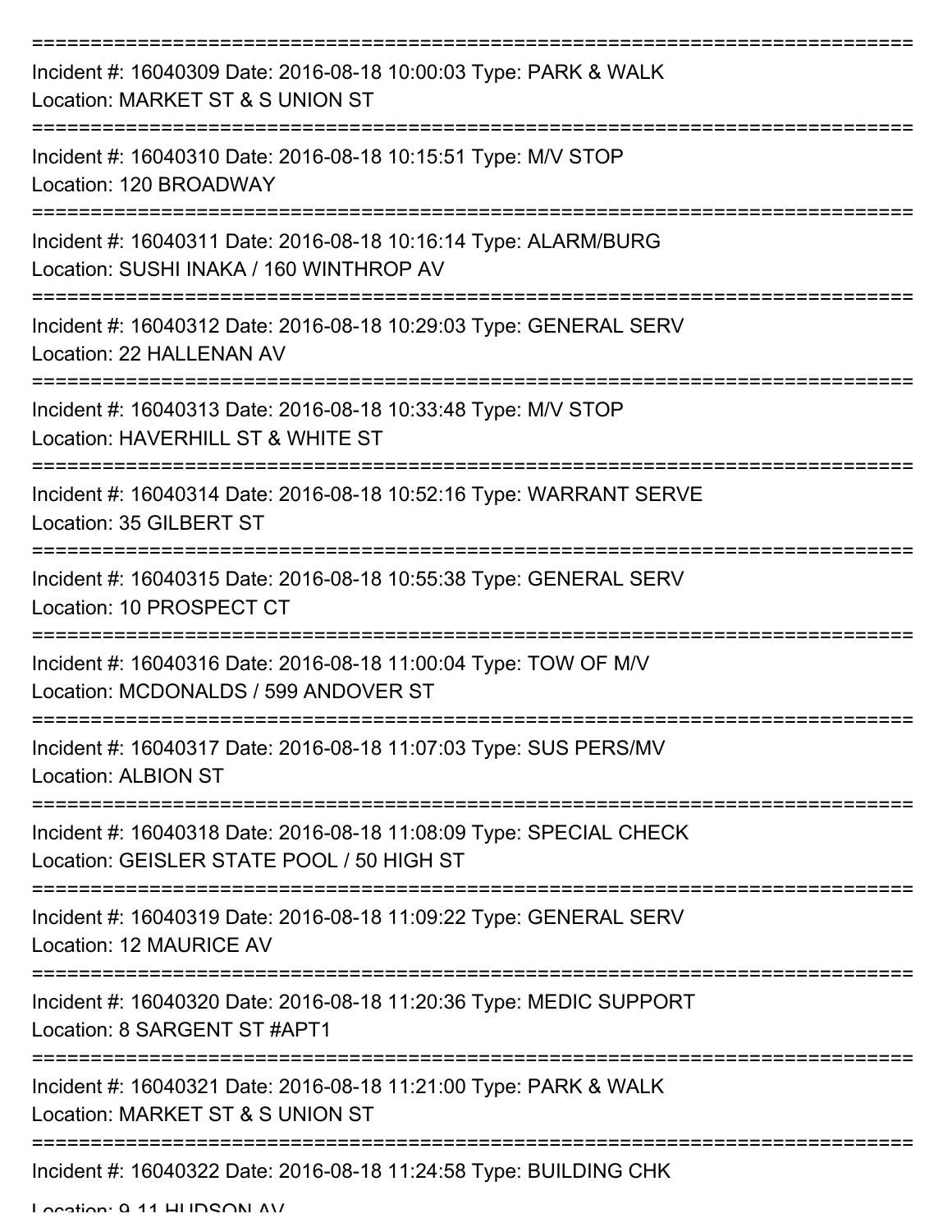Incident #: 16040309 Date: 2016-08-18 10:00:03 Type: PARK & WALK
Location: MARKET ST & S UNION ST

Incident #: 16040310 Date: 2016-08-18 10:15:51 Type: M/V STOP
Location: 120 BROADWAY

Incident #: 16040311 Date: 2016-08-18 10:16:14 Type: ALARM/BURG
Location: SUSHI INAKA / 160 WINTHROP AV

Incident #: 16040312 Date: 2016-08-18 10:29:03 Type: GENERAL SERV
Location: 22 HALLENAN AV

Incident #: 16040313 Date: 2016-08-18 10:33:48 Type: M/V STOP
Location: HAVERHILL ST & WHITE ST

Incident #: 16040314 Date: 2016-08-18 10:52:16 Type: WARRANT SERVE
Location: 35 GILBERT ST

Incident #: 16040315 Date: 2016-08-18 10:55:38 Type: GENERAL SERV
Location: 10 PROSPECT CT

Incident #: 16040316 Date: 2016-08-18 11:00:04 Type: TOW OF M/V
Location: MCDONALDS / 599 ANDOVER ST

Incident #: 16040317 Date: 2016-08-18 11:07:03 Type: SUS PERS/MV
Location: ALBION ST

Incident #: 16040318 Date: 2016-08-18 11:08:09 Type: SPECIAL CHECK
Location: GEISLER STATE POOL / 50 HIGH ST

Incident #: 16040319 Date: 2016-08-18 11:09:22 Type: GENERAL SERV
Location: 12 MAURICE AV

Incident #: 16040320 Date: 2016-08-18 11:20:36 Type: MEDIC SUPPORT
Location: 8 SARGENT ST #APT1

Incident #: 16040321 Date: 2016-08-18 11:21:00 Type: PARK & WALK
Location: MARKET ST & S UNION ST

Incident #: 16040322 Date: 2016-08-18 11:24:58 Type: BUILDING CHK
Location: 9-11 HUDSON AV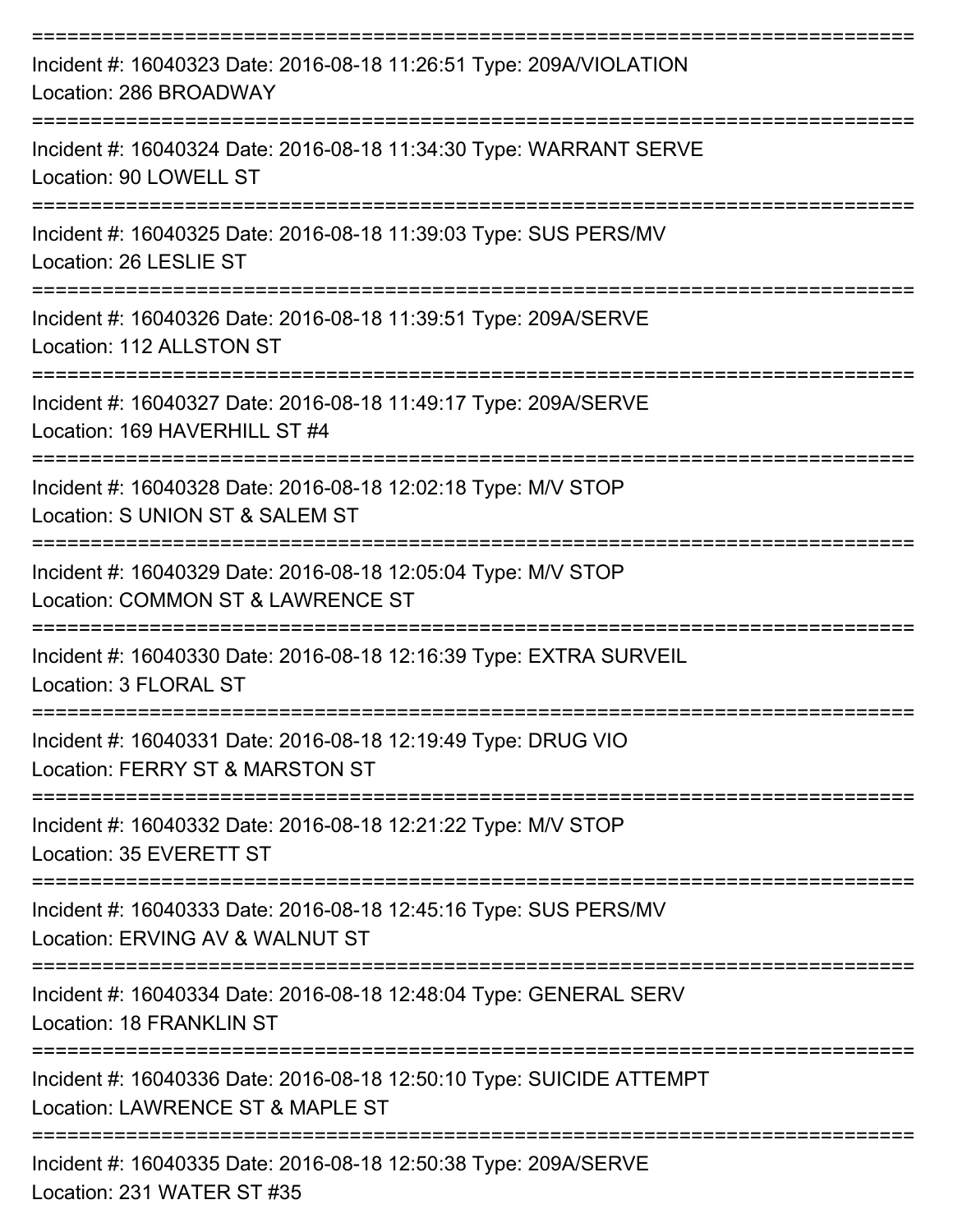===========================================================================

Incident #: 16040323 Date: 2016-08-18 11:26:51 Type: 209A/VIOLATION
Location: 286 BROADWAY

===========================================================================

Incident #: 16040324 Date: 2016-08-18 11:34:30 Type: WARRANT SERVE
Location: 90 LOWELL ST

===========================================================================

Incident #: 16040325 Date: 2016-08-18 11:39:03 Type: SUS PERS/MV
Location: 26 LESLIE ST

===========================================================================

Incident #: 16040326 Date: 2016-08-18 11:39:51 Type: 209A/SERVE
Location: 112 ALLSTON ST

===========================================================================

Incident #: 16040327 Date: 2016-08-18 11:49:17 Type: 209A/SERVE
Location: 169 HAVERHILL ST #4

===========================================================================

Incident #: 16040328 Date: 2016-08-18 12:02:18 Type: M/V STOP
Location: S UNION ST & SALEM ST

===========================================================================

Incident #: 16040329 Date: 2016-08-18 12:05:04 Type: M/V STOP
Location: COMMON ST & LAWRENCE ST

===========================================================================

Incident #: 16040330 Date: 2016-08-18 12:16:39 Type: EXTRA SURVEIL
Location: 3 FLORAL ST

===========================================================================

Incident #: 16040331 Date: 2016-08-18 12:19:49 Type: DRUG VIO
Location: FERRY ST & MARSTON ST

===========================================================================

Incident #: 16040332 Date: 2016-08-18 12:21:22 Type: M/V STOP
Location: 35 EVERETT ST

===========================================================================

Incident #: 16040333 Date: 2016-08-18 12:45:16 Type: SUS PERS/MV
Location: ERVING AV & WALNUT ST

===========================================================================

Incident #: 16040334 Date: 2016-08-18 12:48:04 Type: GENERAL SERV
Location: 18 FRANKLIN ST

===========================================================================

Incident #: 16040336 Date: 2016-08-18 12:50:10 Type: SUICIDE ATTEMPT
Location: LAWRENCE ST & MAPLE ST

===========================================================================

Incident #: 16040335 Date: 2016-08-18 12:50:38 Type: 209A/SERVE
Location: 231 WATER ST #35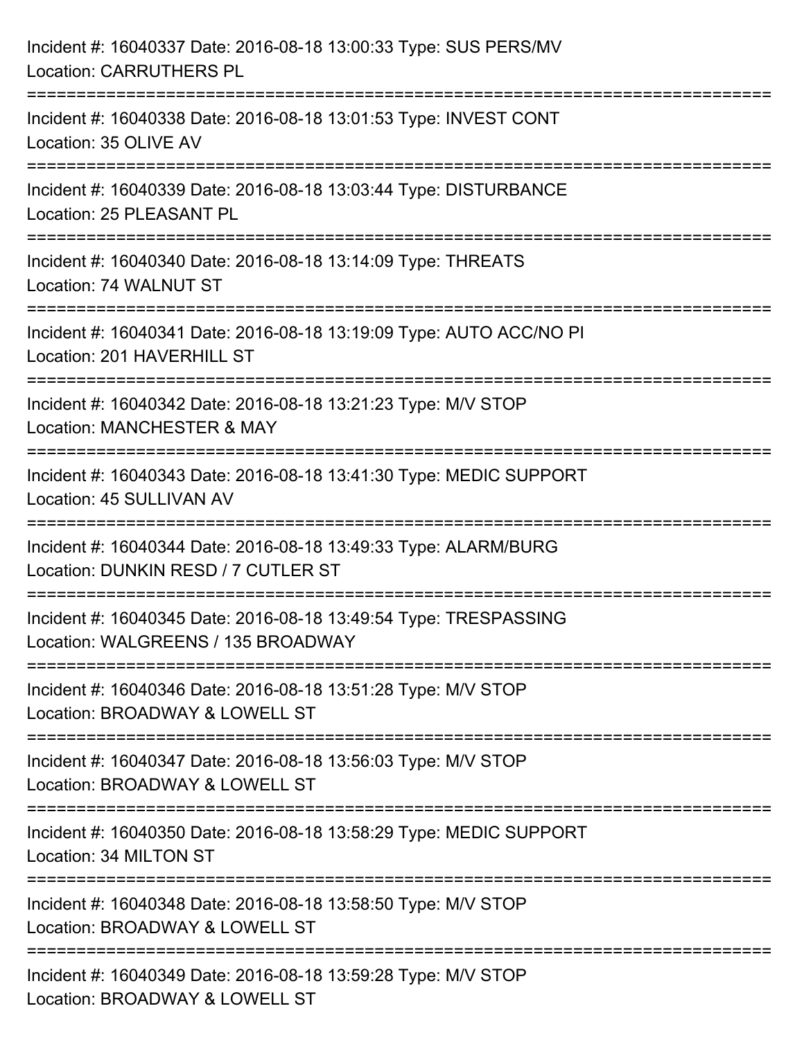Incident #: 16040337 Date: 2016-08-18 13:00:33 Type: SUS PERS/MV
Location: CARRUTHERS PL

===========================================================================

Incident #: 16040338 Date: 2016-08-18 13:01:53 Type: INVEST CONT
Location: 35 OLIVE AV

===========================================================================

Incident #: 16040339 Date: 2016-08-18 13:03:44 Type: DISTURBANCE
Location: 25 PLEASANT PL

===========================================================================

Incident #: 16040340 Date: 2016-08-18 13:14:09 Type: THREATS
Location: 74 WALNUT ST

===========================================================================

Incident #: 16040341 Date: 2016-08-18 13:19:09 Type: AUTO ACC/NO PI
Location: 201 HAVERHILL ST

===========================================================================

Incident #: 16040342 Date: 2016-08-18 13:21:23 Type: M/V STOP
Location: MANCHESTER & MAY

===========================================================================

Incident #: 16040343 Date: 2016-08-18 13:41:30 Type: MEDIC SUPPORT
Location: 45 SULLIVAN AV

===========================================================================

Incident #: 16040344 Date: 2016-08-18 13:49:33 Type: ALARM/BURG
Location: DUNKIN RESD / 7 CUTLER ST

===========================================================================

Incident #: 16040345 Date: 2016-08-18 13:49:54 Type: TRESPASSING
Location: WALGREENS / 135 BROADWAY

===========================================================================

Incident #: 16040346 Date: 2016-08-18 13:51:28 Type: M/V STOP
Location: BROADWAY & LOWELL ST

===========================================================================

Incident #: 16040347 Date: 2016-08-18 13:56:03 Type: M/V STOP
Location: BROADWAY & LOWELL ST

===========================================================================

Incident #: 16040350 Date: 2016-08-18 13:58:29 Type: MEDIC SUPPORT
Location: 34 MILTON ST

===========================================================================

Incident #: 16040348 Date: 2016-08-18 13:58:50 Type: M/V STOP
Location: BROADWAY & LOWELL ST

===========================================================================

Incident #: 16040349 Date: 2016-08-18 13:59:28 Type: M/V STOP
Location: BROADWAY & LOWELL ST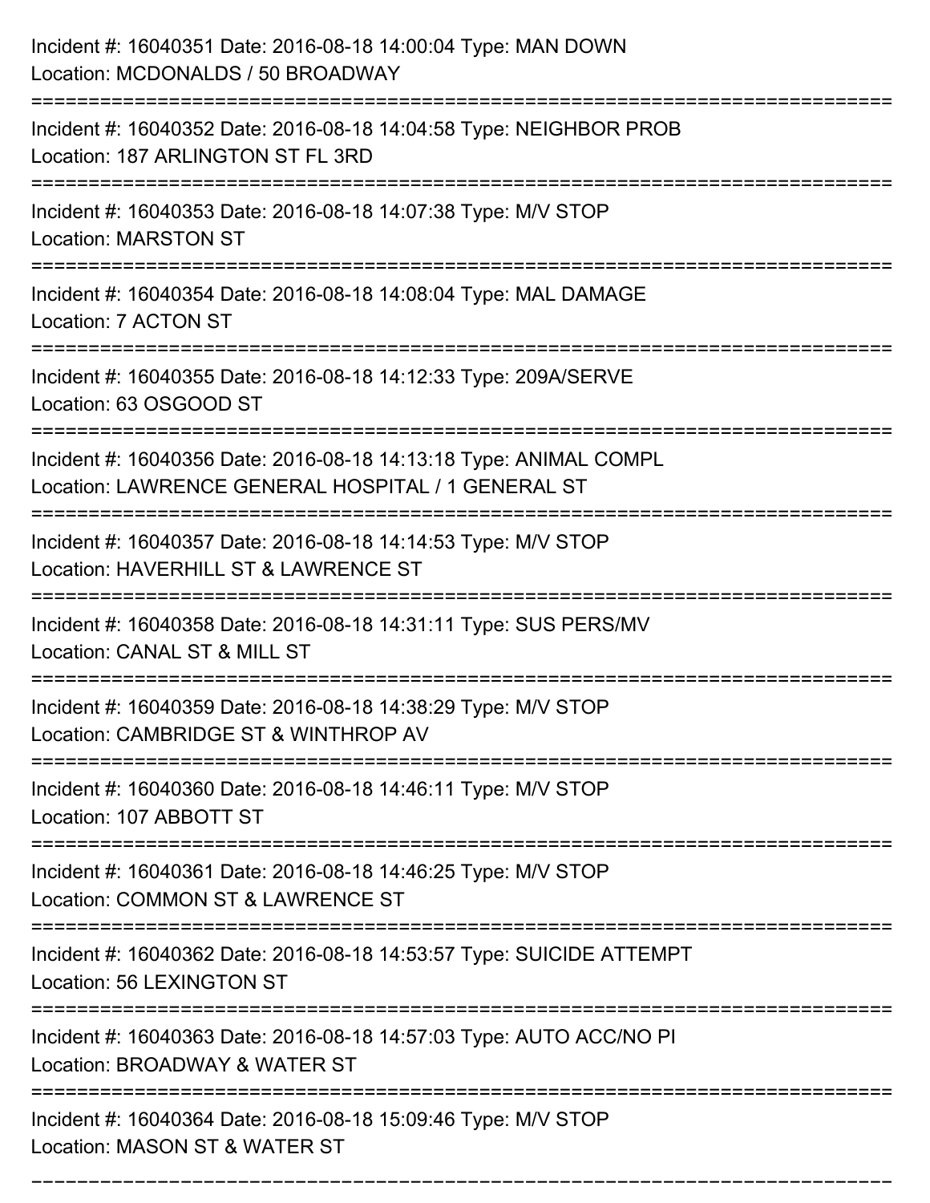Incident #: 16040351 Date: 2016-08-18 14:00:04 Type: MAN DOWN
Location: MCDONALDS / 50 BROADWAY

===========================================================================

Incident #: 16040352 Date: 2016-08-18 14:04:58 Type: NEIGHBOR PROB
Location: 187 ARLINGTON ST FL 3RD

===========================================================================

Incident #: 16040353 Date: 2016-08-18 14:07:38 Type: M/V STOP
Location: MARSTON ST

===========================================================================

Incident #: 16040354 Date: 2016-08-18 14:08:04 Type: MAL DAMAGE
Location: 7 ACTON ST

===========================================================================

Incident #: 16040355 Date: 2016-08-18 14:12:33 Type: 209A/SERVE
Location: 63 OSGOOD ST

===========================================================================

Incident #: 16040356 Date: 2016-08-18 14:13:18 Type: ANIMAL COMPL
Location: LAWRENCE GENERAL HOSPITAL / 1 GENERAL ST

===========================================================================

Incident #: 16040357 Date: 2016-08-18 14:14:53 Type: M/V STOP
Location: HAVERHILL ST & LAWRENCE ST

===========================================================================

Incident #: 16040358 Date: 2016-08-18 14:31:11 Type: SUS PERS/MV
Location: CANAL ST & MILL ST

===========================================================================

Incident #: 16040359 Date: 2016-08-18 14:38:29 Type: M/V STOP
Location: CAMBRIDGE ST & WINTHROP AV

===========================================================================

Incident #: 16040360 Date: 2016-08-18 14:46:11 Type: M/V STOP
Location: 107 ABBOTT ST

===========================================================================

Incident #: 16040361 Date: 2016-08-18 14:46:25 Type: M/V STOP
Location: COMMON ST & LAWRENCE ST

===========================================================================

Incident #: 16040362 Date: 2016-08-18 14:53:57 Type: SUICIDE ATTEMPT
Location: 56 LEXINGTON ST

===========================================================================

Incident #: 16040363 Date: 2016-08-18 14:57:03 Type: AUTO ACC/NO PI
Location: BROADWAY & WATER ST

===========================================================================

Incident #: 16040364 Date: 2016-08-18 15:09:46 Type: M/V STOP
Location: MASON ST & WATER ST

===========================================================================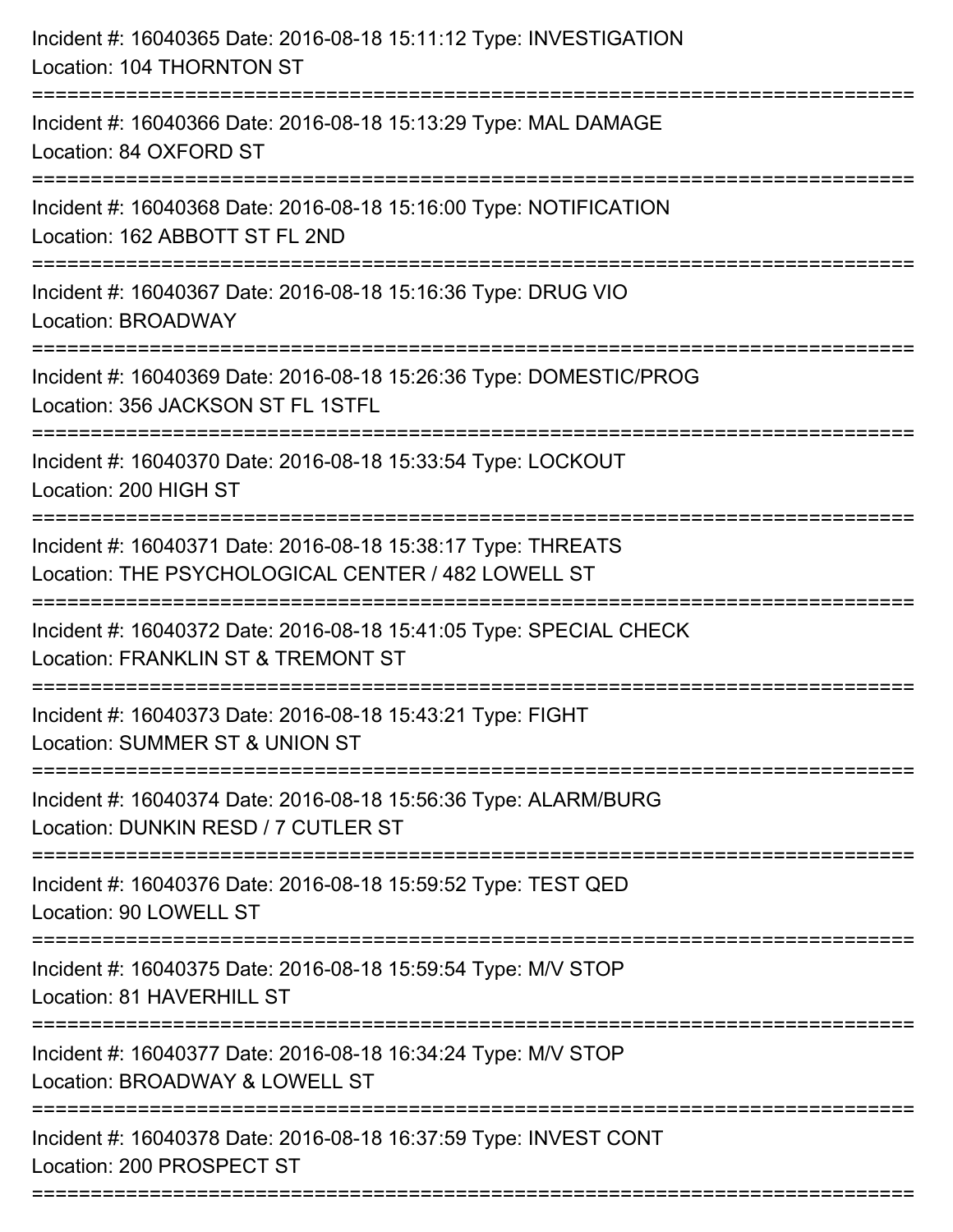Incident #: 16040365 Date: 2016-08-18 15:11:12 Type: INVESTIGATION
Location: 104 THORNTON ST

===========================================================================

Incident #: 16040366 Date: 2016-08-18 15:13:29 Type: MAL DAMAGE
Location: 84 OXFORD ST

===========================================================================

Incident #: 16040368 Date: 2016-08-18 15:16:00 Type: NOTIFICATION
Location: 162 ABBOTT ST FL 2ND

===========================================================================

Incident #: 16040367 Date: 2016-08-18 15:16:36 Type: DRUG VIO
Location: BROADWAY

===========================================================================

Incident #: 16040369 Date: 2016-08-18 15:26:36 Type: DOMESTIC/PROG
Location: 356 JACKSON ST FL 1STFL

===========================================================================

Incident #: 16040370 Date: 2016-08-18 15:33:54 Type: LOCKOUT
Location: 200 HIGH ST

===========================================================================

Incident #: 16040371 Date: 2016-08-18 15:38:17 Type: THREATS
Location: THE PSYCHOLOGICAL CENTER / 482 LOWELL ST

===========================================================================

Incident #: 16040372 Date: 2016-08-18 15:41:05 Type: SPECIAL CHECK
Location: FRANKLIN ST & TREMONT ST

===========================================================================

Incident #: 16040373 Date: 2016-08-18 15:43:21 Type: FIGHT
Location: SUMMER ST & UNION ST

===========================================================================

Incident #: 16040374 Date: 2016-08-18 15:56:36 Type: ALARM/BURG
Location: DUNKIN RESD / 7 CUTLER ST

===========================================================================

Incident #: 16040376 Date: 2016-08-18 15:59:52 Type: TEST QED
Location: 90 LOWELL ST

===========================================================================

Incident #: 16040375 Date: 2016-08-18 15:59:54 Type: M/V STOP
Location: 81 HAVERHILL ST

===========================================================================

Incident #: 16040377 Date: 2016-08-18 16:34:24 Type: M/V STOP
Location: BROADWAY & LOWELL ST

===========================================================================

Incident #: 16040378 Date: 2016-08-18 16:37:59 Type: INVEST CONT
Location: 200 PROSPECT ST

===========================================================================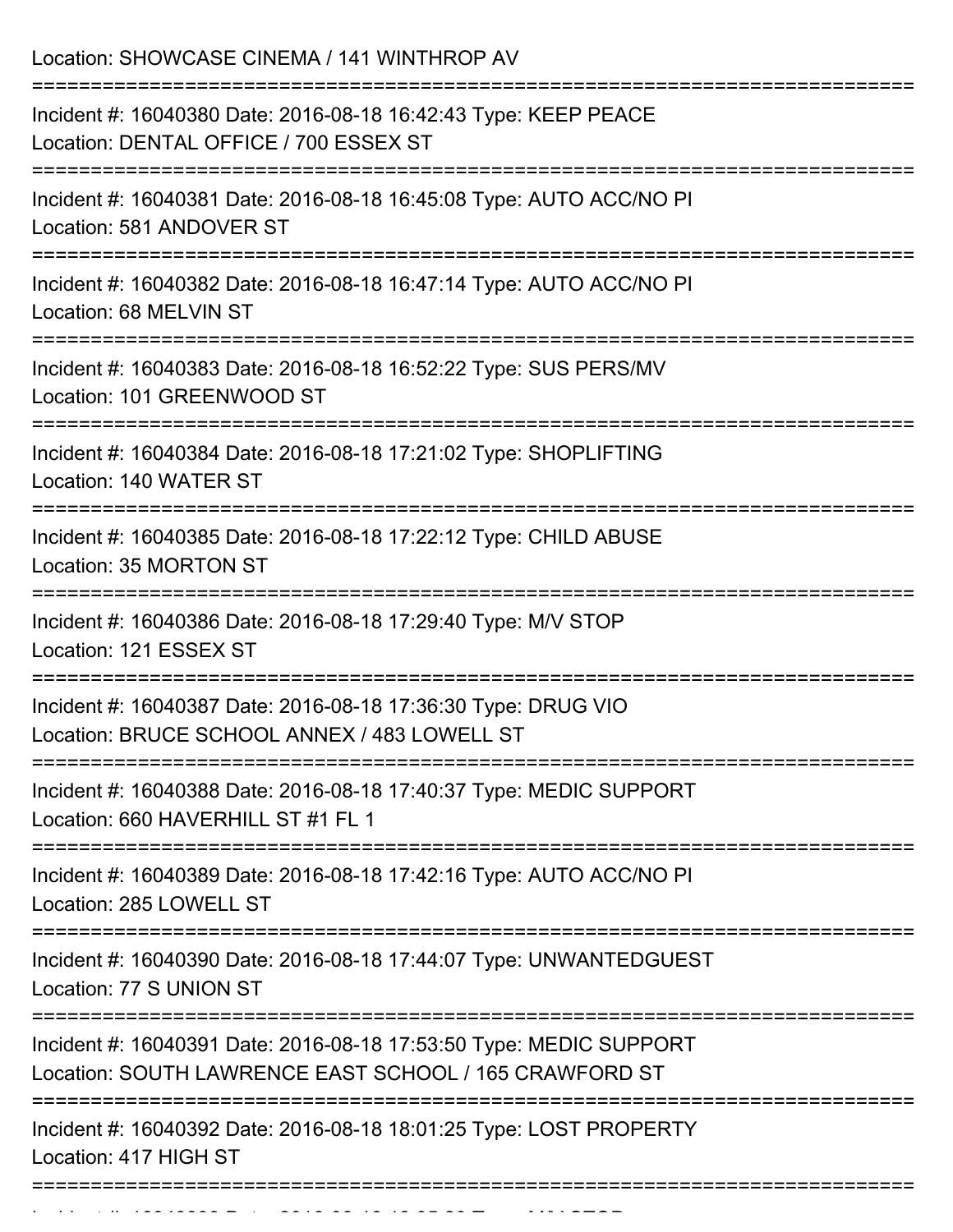Location: SHOWCASE CINEMA / 141 WINTHROP AV

===========================================================================

Incident #: 16040380 Date: 2016-08-18 16:42:43 Type: KEEP PEACE
Location: DENTAL OFFICE / 700 ESSEX ST

===========================================================================

Incident #: 16040381 Date: 2016-08-18 16:45:08 Type: AUTO ACC/NO PI
Location: 581 ANDOVER ST

===========================================================================

Incident #: 16040382 Date: 2016-08-18 16:47:14 Type: AUTO ACC/NO PI
Location: 68 MELVIN ST

===========================================================================

Incident #: 16040383 Date: 2016-08-18 16:52:22 Type: SUS PERS/MV
Location: 101 GREENWOOD ST

===========================================================================

Incident #: 16040384 Date: 2016-08-18 17:21:02 Type: SHOPLIFTING
Location: 140 WATER ST

===========================================================================

Incident #: 16040385 Date: 2016-08-18 17:22:12 Type: CHILD ABUSE
Location: 35 MORTON ST

===========================================================================

Incident #: 16040386 Date: 2016-08-18 17:29:40 Type: M/V STOP
Location: 121 ESSEX ST

===========================================================================

Incident #: 16040387 Date: 2016-08-18 17:36:30 Type: DRUG VIO
Location: BRUCE SCHOOL ANNEX / 483 LOWELL ST

===========================================================================

Incident #: 16040388 Date: 2016-08-18 17:40:37 Type: MEDIC SUPPORT
Location: 660 HAVERHILL ST #1 FL 1

===========================================================================

Incident #: 16040389 Date: 2016-08-18 17:42:16 Type: AUTO ACC/NO PI
Location: 285 LOWELL ST

===========================================================================

Incident #: 16040390 Date: 2016-08-18 17:44:07 Type: UNWANTEDGUEST
Location: 77 S UNION ST

===========================================================================

Incident #: 16040391 Date: 2016-08-18 17:53:50 Type: MEDIC SUPPORT
Location: SOUTH LAWRENCE EAST SCHOOL / 165 CRAWFORD ST

===========================================================================

Incident #: 16040392 Date: 2016-08-18 18:01:25 Type: LOST PROPERTY
Location: 417 HIGH ST

===========================================================================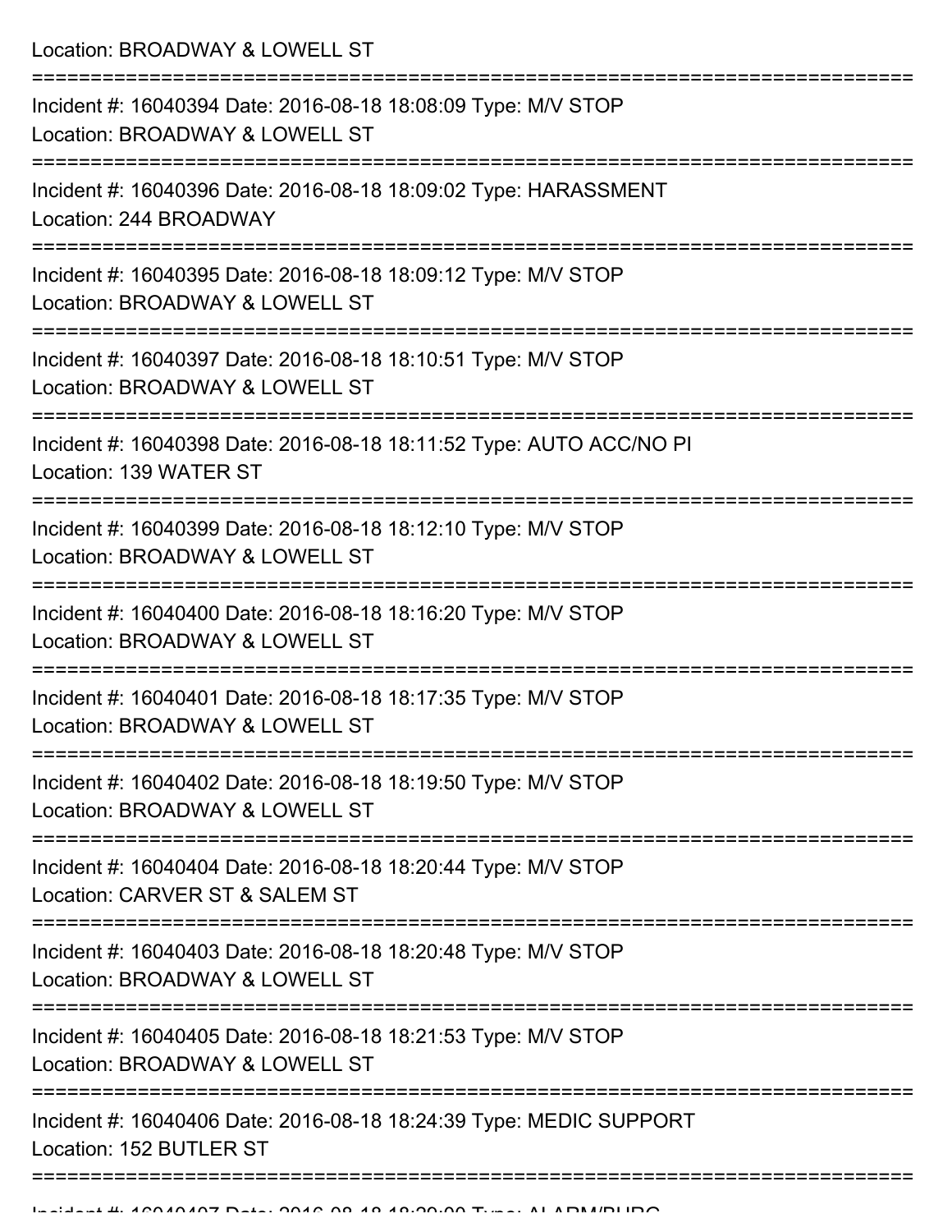Location: BROADWAY & LOWELL ST

===========================================================================

Incident #: 16040394 Date: 2016-08-18 18:08:09 Type: M/V STOP

Location: BROADWAY & LOWELL ST

===========================================================================

Incident #: 16040396 Date: 2016-08-18 18:09:02 Type: HARASSMENT

Location: 244 BROADWAY

===========================================================================

Incident #: 16040395 Date: 2016-08-18 18:09:12 Type: M/V STOP

Location: BROADWAY & LOWELL ST

===========================================================================

Incident #: 16040397 Date: 2016-08-18 18:10:51 Type: M/V STOP

Location: BROADWAY & LOWELL ST

===========================================================================

Incident #: 16040398 Date: 2016-08-18 18:11:52 Type: AUTO ACC/NO PI

Location: 139 WATER ST

===========================================================================

Incident #: 16040399 Date: 2016-08-18 18:12:10 Type: M/V STOP

Location: BROADWAY & LOWELL ST

===========================================================================

Incident #: 16040400 Date: 2016-08-18 18:16:20 Type: M/V STOP

Location: BROADWAY & LOWELL ST

===========================================================================

Incident #: 16040401 Date: 2016-08-18 18:17:35 Type: M/V STOP

Location: BROADWAY & LOWELL ST

===========================================================================

Incident #: 16040402 Date: 2016-08-18 18:19:50 Type: M/V STOP

Location: BROADWAY & LOWELL ST

===========================================================================

Incident #: 16040404 Date: 2016-08-18 18:20:44 Type: M/V STOP

Location: CARVER ST & SALEM ST

===========================================================================

Incident #: 16040403 Date: 2016-08-18 18:20:48 Type: M/V STOP

Location: BROADWAY & LOWELL ST

===========================================================================

Incident #: 16040405 Date: 2016-08-18 18:21:53 Type: M/V STOP

Location: BROADWAY & LOWELL ST

===========================================================================

Incident #: 16040406 Date: 2016-08-18 18:24:39 Type: MEDIC SUPPORT

Location: 152 BUTLER ST

===========================================================================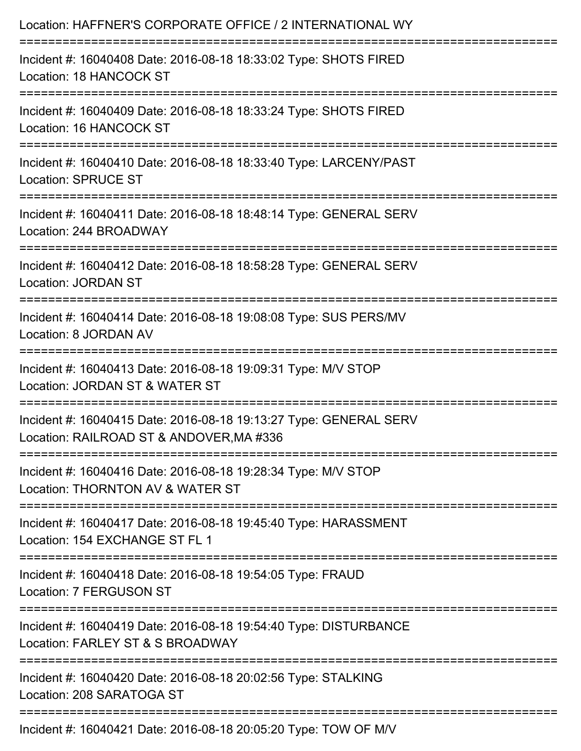Location: HAFFNER'S CORPORATE OFFICE / 2 INTERNATIONAL WY

===========================================================================

Incident #: 16040408 Date: 2016-08-18 18:33:02 Type: SHOTS FIRED
Location: 18 HANCOCK ST

===========================================================================

Incident #: 16040409 Date: 2016-08-18 18:33:24 Type: SHOTS FIRED
Location: 16 HANCOCK ST

===========================================================================

Incident #: 16040410 Date: 2016-08-18 18:33:40 Type: LARCENY/PAST
Location: SPRUCE ST

===========================================================================

Incident #: 16040411 Date: 2016-08-18 18:48:14 Type: GENERAL SERV
Location: 244 BROADWAY

===========================================================================

Incident #: 16040412 Date: 2016-08-18 18:58:28 Type: GENERAL SERV
Location: JORDAN ST

===========================================================================

Incident #: 16040414 Date: 2016-08-18 19:08:08 Type: SUS PERS/MV
Location: 8 JORDAN AV

===========================================================================

Incident #: 16040413 Date: 2016-08-18 19:09:31 Type: M/V STOP
Location: JORDAN ST & WATER ST

===========================================================================

Incident #: 16040415 Date: 2016-08-18 19:13:27 Type: GENERAL SERV
Location: RAILROAD ST & ANDOVER,MA #336

===========================================================================

Incident #: 16040416 Date: 2016-08-18 19:28:34 Type: M/V STOP
Location: THORNTON AV & WATER ST

===========================================================================

Incident #: 16040417 Date: 2016-08-18 19:45:40 Type: HARASSMENT
Location: 154 EXCHANGE ST FL 1

===========================================================================

Incident #: 16040418 Date: 2016-08-18 19:54:05 Type: FRAUD
Location: 7 FERGUSON ST

===========================================================================

Incident #: 16040419 Date: 2016-08-18 19:54:40 Type: DISTURBANCE
Location: FARLEY ST & S BROADWAY

===========================================================================

Incident #: 16040420 Date: 2016-08-18 20:02:56 Type: STALKING
Location: 208 SARATOGA ST

===========================================================================

Incident #: 16040421 Date: 2016-08-18 20:05:20 Type: TOW OF M/V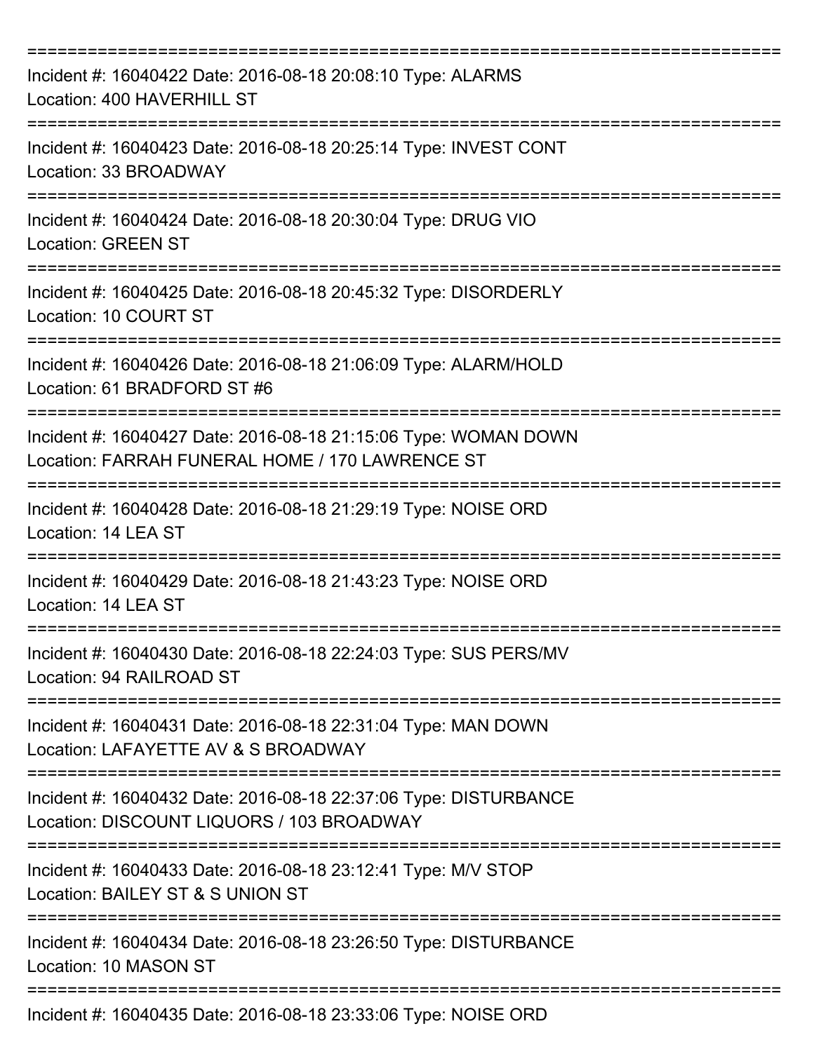===========================================================================
Incident #: 16040422 Date: 2016-08-18 20:08:10 Type: ALARMS
Location: 400 HAVERHILL ST
===========================================================================
Incident #: 16040423 Date: 2016-08-18 20:25:14 Type: INVEST CONT
Location: 33 BROADWAY
===========================================================================
Incident #: 16040424 Date: 2016-08-18 20:30:04 Type: DRUG VIO
Location: GREEN ST
===========================================================================
Incident #: 16040425 Date: 2016-08-18 20:45:32 Type: DISORDERLY
Location: 10 COURT ST
===========================================================================
Incident #: 16040426 Date: 2016-08-18 21:06:09 Type: ALARM/HOLD
Location: 61 BRADFORD ST #6
===========================================================================
Incident #: 16040427 Date: 2016-08-18 21:15:06 Type: WOMAN DOWN
Location: FARRAH FUNERAL HOME / 170 LAWRENCE ST
===========================================================================
Incident #: 16040428 Date: 2016-08-18 21:29:19 Type: NOISE ORD
Location: 14 LEA ST
===========================================================================
Incident #: 16040429 Date: 2016-08-18 21:43:23 Type: NOISE ORD
Location: 14 LEA ST
===========================================================================
Incident #: 16040430 Date: 2016-08-18 22:24:03 Type: SUS PERS/MV
Location: 94 RAILROAD ST
===========================================================================
Incident #: 16040431 Date: 2016-08-18 22:31:04 Type: MAN DOWN
Location: LAFAYETTE AV & S BROADWAY
===========================================================================
Incident #: 16040432 Date: 2016-08-18 22:37:06 Type: DISTURBANCE
Location: DISCOUNT LIQUORS / 103 BROADWAY
===========================================================================
Incident #: 16040433 Date: 2016-08-18 23:12:41 Type: M/V STOP
Location: BAILEY ST & S UNION ST
===========================================================================
Incident #: 16040434 Date: 2016-08-18 23:26:50 Type: DISTURBANCE
Location: 10 MASON ST
===========================================================================
Incident #: 16040435 Date: 2016-08-18 23:33:06 Type: NOISE ORD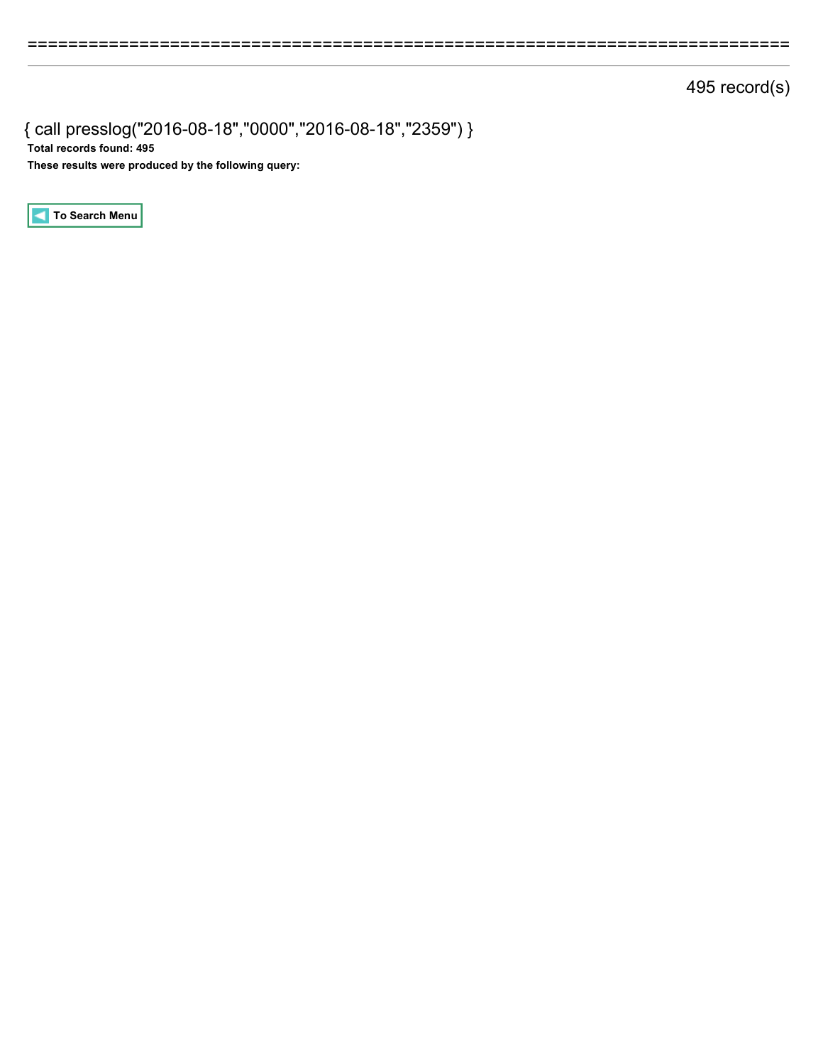==========================================================================

---

495 record(s)

{ call presslog("2016-08-18","0000","2016-08-18","2359") }

**Total records found: 495**

**These results were produced by the following query:**

**To Search Menu**